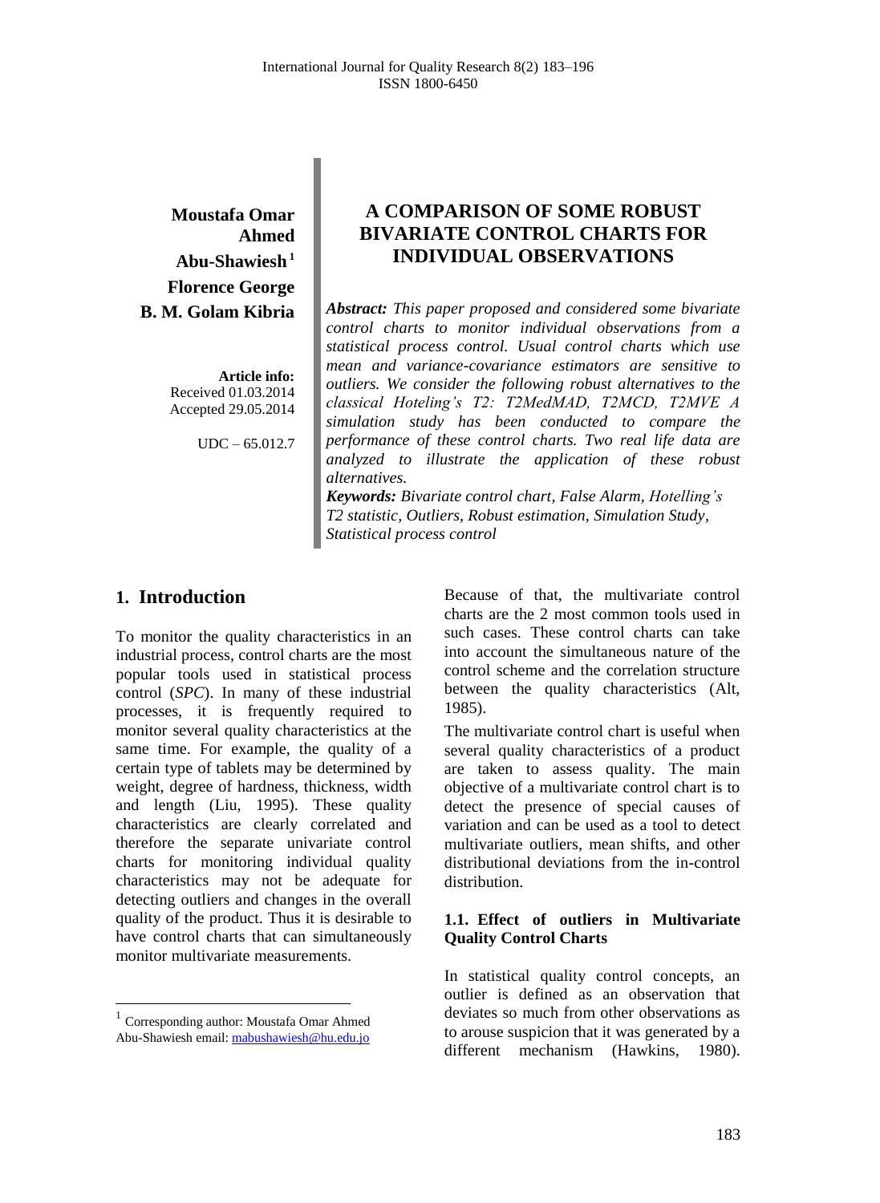# A COMPARISON OF SOME ROBUST BIVARIATE CONTROL CHARTS FOR INDIVIDUAL OBSERVATIONS

**Moustafa Omar Ahmed Abu-Shawiesh [1]**
**Florence George**
**B. M. Golam Kibria**

**Article info:**
Received 01.03.2014
Accepted 29.05.2014

UDC – 65.012.7

***Abstract:*** *This paper proposed and considered some bivariate control charts to monitor individual observations from a statistical process control. Usual control charts which use mean and variance-covariance estimators are sensitive to outliers. We consider the following robust alternatives to the classical Hoteling's T2: T2MedMAD, T2MCD, T2MVE A simulation study has been conducted to compare the performance of these control charts. Two real life data are analyzed to illustrate the application of these robust alternatives.*

***Keywords:*** *Bivariate control chart, False Alarm, Hotelling's T2 statistic, Outliers, Robust estimation, Simulation Study, Statistical process control*

## 1. Introduction

To monitor the quality characteristics in an industrial process, control charts are the most popular tools used in statistical process control (*SPC*). In many of these industrial processes, it is frequently required to monitor several quality characteristics at the same time. For example, the quality of a certain type of tablets may be determined by weight, degree of hardness, thickness, width and length (Liu, 1995). These quality characteristics are clearly correlated and therefore the separate univariate control charts for monitoring individual quality characteristics may not be adequate for detecting outliers and changes in the overall quality of the product. Thus it is desirable to have control charts that can simultaneously monitor multivariate measurements.

Because of that, the multivariate control charts are the 2 most common tools used in such cases. These control charts can take into account the simultaneous nature of the control scheme and the correlation structure between the quality characteristics (Alt, 1985).

The multivariate control chart is useful when several quality characteristics of a product are taken to assess quality. The main objective of a multivariate control chart is to detect the presence of special causes of variation and can be used as a tool to detect multivariate outliers, mean shifts, and other distributional deviations from the in-control distribution.

### 1.1. Effect of outliers in Multivariate Quality Control Charts

In statistical quality control concepts, an outlier is defined as an observation that deviates so much from other observations as to arouse suspicion that it was generated by a different mechanism (Hawkins, 1980).

[1] Corresponding author: Moustafa Omar Ahmed Abu-Shawiesh email: mabushawiesh@hu.edu.jo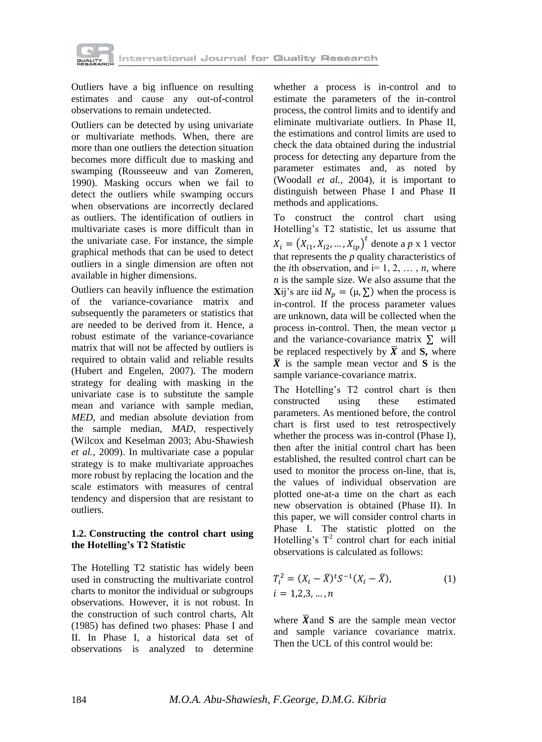Outliers have a big influence on resulting estimates and cause any out-of-control observations to remain undetected.

Outliers can be detected by using univariate or multivariate methods. When, there are more than one outliers the detection situation becomes more difficult due to masking and swamping (Rousseeuw and van Zomeren, 1990). Masking occurs when we fail to detect the outliers while swamping occurs when observations are incorrectly declared as outliers. The identification of outliers in multivariate cases is more difficult than in the univariate case. For instance, the simple graphical methods that can be used to detect outliers in a single dimension are often not available in higher dimensions.

Outliers can heavily influence the estimation of the variance-covariance matrix and subsequently the parameters or statistics that are needed to be derived from it. Hence, a robust estimate of the variance-covariance matrix that will not be affected by outliers is required to obtain valid and reliable results (Hubert and Engelen, 2007). The modern strategy for dealing with masking in the univariate case is to substitute the sample mean and variance with sample median, *MED*, and median absolute deviation from the sample median, *MAD*, respectively (Wilcox and Keselman 2003; Abu-Shawiesh *et al.*, 2009). In multivariate case a popular strategy is to make multivariate approaches more robust by replacing the location and the scale estimators with measures of central tendency and dispersion that are resistant to outliers.

### 1.2. Constructing the control chart using the Hotelling's T2 Statistic

The Hotelling T2 statistic has widely been used in constructing the multivariate control charts to monitor the individual or subgroups observations. However, it is not robust. In the construction of such control charts, Alt (1985) has defined two phases: Phase I and II. In Phase I, a historical data set of observations is analyzed to determine whether a process is in-control and to estimate the parameters of the in-control process, the control limits and to identify and eliminate multivariate outliers. In Phase II, the estimations and control limits are used to check the data obtained during the industrial process for detecting any departure from the parameter estimates and, as noted by (Woodall *et al.,* 2004), it is important to distinguish between Phase I and Phase II methods and applications.

To construct the control chart using Hotelling's T2 statistic, let us assume that $X_i = (X_{i1}, X_{i2}, \dots, X_{ip})^t$ denote a *p* x 1 vector that represents the *p* quality characteristics of the *i*th observation, and i= 1, 2, … , *n*, where *n* is the sample size. We also assume that the $\mathbf{X}$ij's are iid $N_p = (\mu, \Sigma)$ when the process is in-control. If the process parameter values are unknown, data will be collected when the process in-control. Then, the mean vector μ and the variance-covariance matrix $\Sigma$ will be replaced respectively by $\bar{\boldsymbol{X}}$ and **S,** where $\bar{\boldsymbol{X}}$ is the sample mean vector and **S** is the sample variance-covariance matrix.

The Hotelling's T2 control chart is then constructed using these estimated parameters. As mentioned before, the control chart is first used to test retrospectively whether the process was in-control (Phase I), then after the initial control chart has been established, the resulted control chart can be used to monitor the process on-line, that is, the values of individual observation are plotted one-at-a time on the chart as each new observation is obtained (Phase II). In this paper, we will consider control charts in Phase I. The statistic plotted on the Hotelling's $T^2$ control chart for each initial observations is calculated as follows:

$$T_i^2 = (X_i - \bar{X})^t S^{-1} (X_i - \bar{X}), \quad i = 1,2,3,\dots,n \tag{1}$$

where $\bar{\boldsymbol{X}}$and **S** are the sample mean vector and sample variance covariance matrix. Then the UCL of this control would be: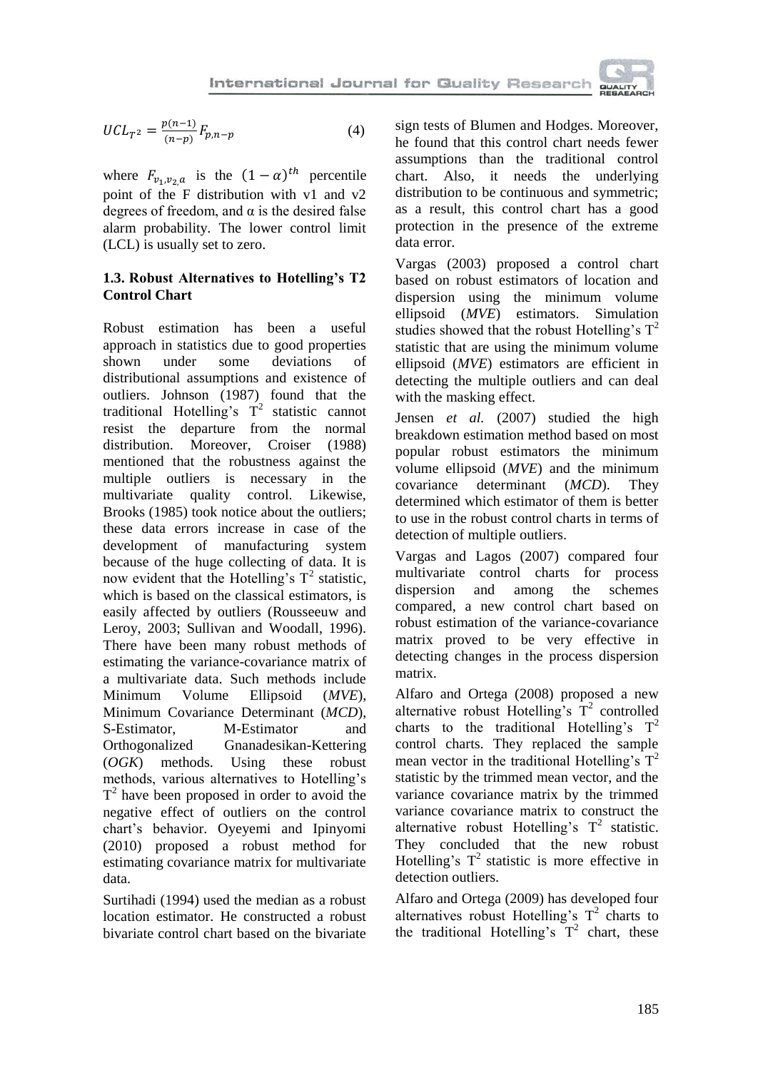$$UCL_{T^2} = \frac{p(n-1)}{(n-p)} F_{p,n-p} \quad (4)$$

where $F_{v_1,v_2,\alpha}$ is the $(1-\alpha)^{th}$ percentile point of the F distribution with v1 and v2 degrees of freedom, and α is the desired false alarm probability. The lower control limit (LCL) is usually set to zero.

### 1.3. Robust Alternatives to Hotelling's T2 Control Chart

Robust estimation has been a useful approach in statistics due to good properties shown under some deviations of distributional assumptions and existence of outliers. Johnson (1987) found that the traditional Hotelling's $T^2$ statistic cannot resist the departure from the normal distribution. Moreover, Croiser (1988) mentioned that the robustness against the multiple outliers is necessary in the multivariate quality control. Likewise, Brooks (1985) took notice about the outliers; these data errors increase in case of the development of manufacturing system because of the huge collecting of data. It is now evident that the Hotelling's $T^2$ statistic, which is based on the classical estimators, is easily affected by outliers (Rousseeuw and Leroy, 2003; Sullivan and Woodall, 1996). There have been many robust methods of estimating the variance-covariance matrix of a multivariate data. Such methods include Minimum Volume Ellipsoid (*MVE*), Minimum Covariance Determinant (*MCD*), S-Estimator, M-Estimator and Orthogonalized Gnanadesikan-Kettering (*OGK*) methods. Using these robust methods, various alternatives to Hotelling's $T^2$ have been proposed in order to avoid the negative effect of outliers on the control chart's behavior. Oyeyemi and Ipinyomi (2010) proposed a robust method for estimating covariance matrix for multivariate data.

Surtihadi (1994) used the median as a robust location estimator. He constructed a robust bivariate control chart based on the bivariate sign tests of Blumen and Hodges. Moreover, he found that this control chart needs fewer assumptions than the traditional control chart. Also, it needs the underlying distribution to be continuous and symmetric; as a result, this control chart has a good protection in the presence of the extreme data error.

Vargas (2003) proposed a control chart based on robust estimators of location and dispersion using the minimum volume ellipsoid (*MVE*) estimators. Simulation studies showed that the robust Hotelling's $T^2$ statistic that are using the minimum volume ellipsoid (*MVE*) estimators are efficient in detecting the multiple outliers and can deal with the masking effect.

Jensen *et al.* (2007) studied the high breakdown estimation method based on most popular robust estimators the minimum volume ellipsoid (*MVE*) and the minimum covariance determinant (*MCD*). They determined which estimator of them is better to use in the robust control charts in terms of detection of multiple outliers.

Vargas and Lagos (2007) compared four multivariate control charts for process dispersion and among the schemes compared, a new control chart based on robust estimation of the variance-covariance matrix proved to be very effective in detecting changes in the process dispersion matrix.

Alfaro and Ortega (2008) proposed a new alternative robust Hotelling's $T^2$ controlled charts to the traditional Hotelling's $T^2$ control charts. They replaced the sample mean vector in the traditional Hotelling's $T^2$ statistic by the trimmed mean vector, and the variance covariance matrix by the trimmed variance covariance matrix to construct the alternative robust Hotelling's $T^2$ statistic. They concluded that the new robust Hotelling's $T^2$ statistic is more effective in detection outliers.

Alfaro and Ortega (2009) has developed four alternatives robust Hotelling's $T^2$ charts to the traditional Hotelling's $T^2$ chart, these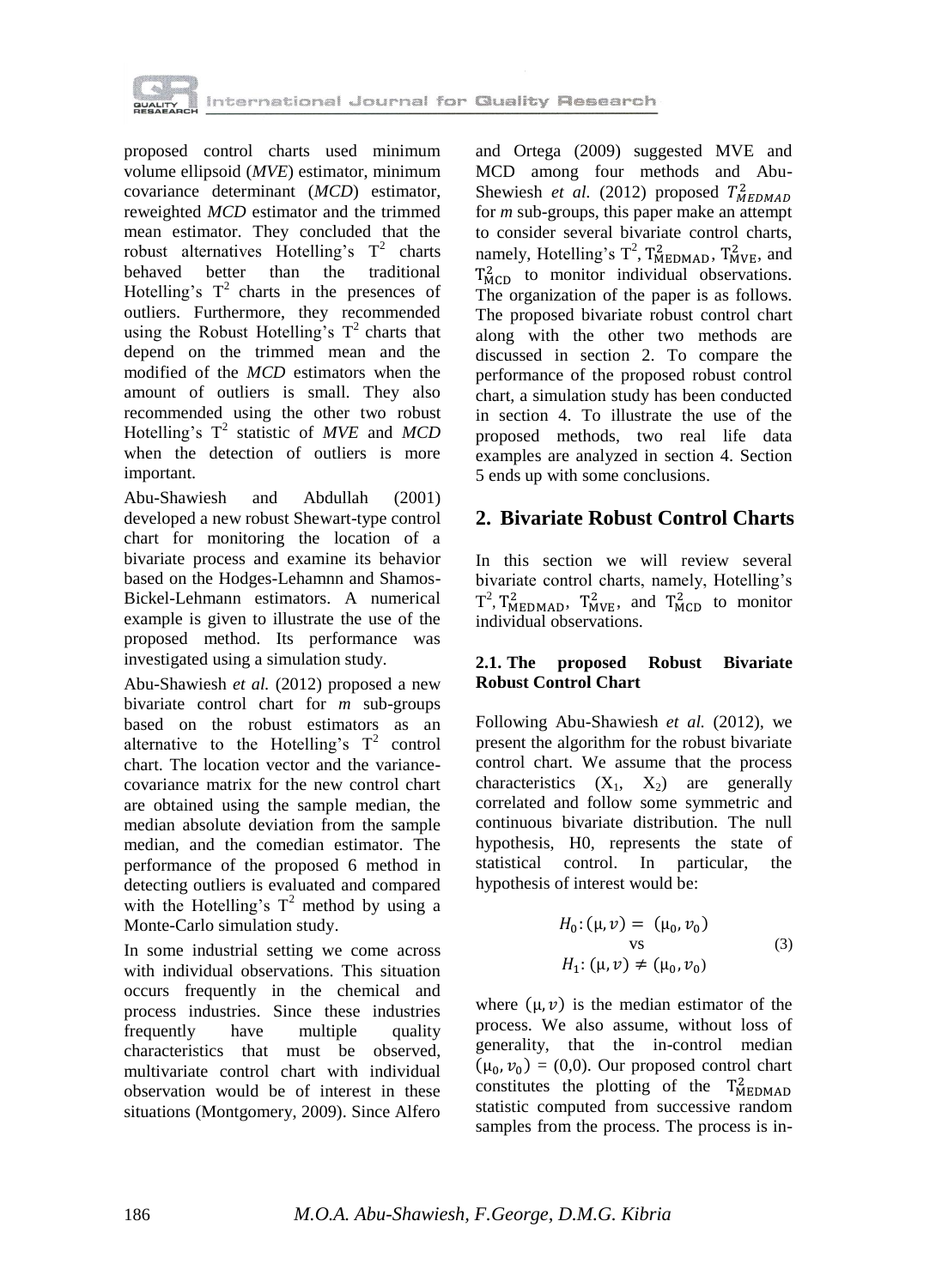proposed control charts used minimum volume ellipsoid (*MVE*) estimator, minimum covariance determinant (*MCD*) estimator, reweighted *MCD* estimator and the trimmed mean estimator. They concluded that the robust alternatives Hotelling's $T^2$ charts behaved better than the traditional Hotelling's $T^2$ charts in the presences of outliers. Furthermore, they recommended using the Robust Hotelling's $T^2$ charts that depend on the trimmed mean and the modified of the *MCD* estimators when the amount of outliers is small. They also recommended using the other two robust Hotelling's $T^2$ statistic of *MVE* and *MCD* when the detection of outliers is more important.

Abu-Shawiesh and Abdullah (2001) developed a new robust Shewart-type control chart for monitoring the location of a bivariate process and examine its behavior based on the Hodges-Lehamnn and Shamos-Bickel-Lehmann estimators. A numerical example is given to illustrate the use of the proposed method. Its performance was investigated using a simulation study.

Abu-Shawiesh *et al.* (2012) proposed a new bivariate control chart for *m* sub-groups based on the robust estimators as an alternative to the Hotelling's $T^2$ control chart. The location vector and the variance-covariance matrix for the new control chart are obtained using the sample median, the median absolute deviation from the sample median, and the comedian estimator. The performance of the proposed 6 method in detecting outliers is evaluated and compared with the Hotelling's $T^2$ method by using a Monte-Carlo simulation study.

In some industrial setting we come across with individual observations. This situation occurs frequently in the chemical and process industries. Since these industries frequently have multiple quality characteristics that must be observed, multivariate control chart with individual observation would be of interest in these situations (Montgomery, 2009). Since Alfero and Ortega (2009) suggested MVE and MCD among four methods and Abu-Shewiesh *et al.* (2012) proposed $T^2_{MEDMAD}$ for *m* sub-groups, this paper make an attempt to consider several bivariate control charts, namely, Hotelling's $T^2$, $T^2_{\text{MEDMAD}}$, $T^2_{\text{MVE}}$, and $T^2_{\text{MCD}}$ to monitor individual observations. The organization of the paper is as follows. The proposed bivariate robust control chart along with the other two methods are discussed in section 2. To compare the performance of the proposed robust control chart, a simulation study has been conducted in section 4. To illustrate the use of the proposed methods, two real life data examples are analyzed in section 4. Section 5 ends up with some conclusions.

## 2. Bivariate Robust Control Charts

In this section we will review several bivariate control charts, namely, Hotelling's $T^2$, $T^2_{\text{MEDMAD}}$, $T^2_{\text{MVE}}$, and $T^2_{\text{MCD}}$ to monitor individual observations.

### 2.1. The proposed Robust Bivariate Robust Control Chart

Following Abu-Shawiesh *et al.* (2012), we present the algorithm for the robust bivariate control chart. We assume that the process characteristics ($X_1$, $X_2$) are generally correlated and follow some symmetric and continuous bivariate distribution. The null hypothesis, H0, represents the state of statistical control. In particular, the hypothesis of interest would be:

$$\begin{gathered} H_0: (\mu, \upsilon) = (\mu_0, \upsilon_0) \\ \text{vs} \\ H_1: (\mu, \upsilon) \neq (\mu_0, \upsilon_0) \end{gathered} \tag{3}$$

where $(\mu, \upsilon)$ is the median estimator of the process. We also assume, without loss of generality, that the in-control median $(\mu_0, \upsilon_0)$ = (0,0). Our proposed control chart constitutes the plotting of the $T^2_{\text{MEDMAD}}$ statistic computed from successive random samples from the process. The process is in-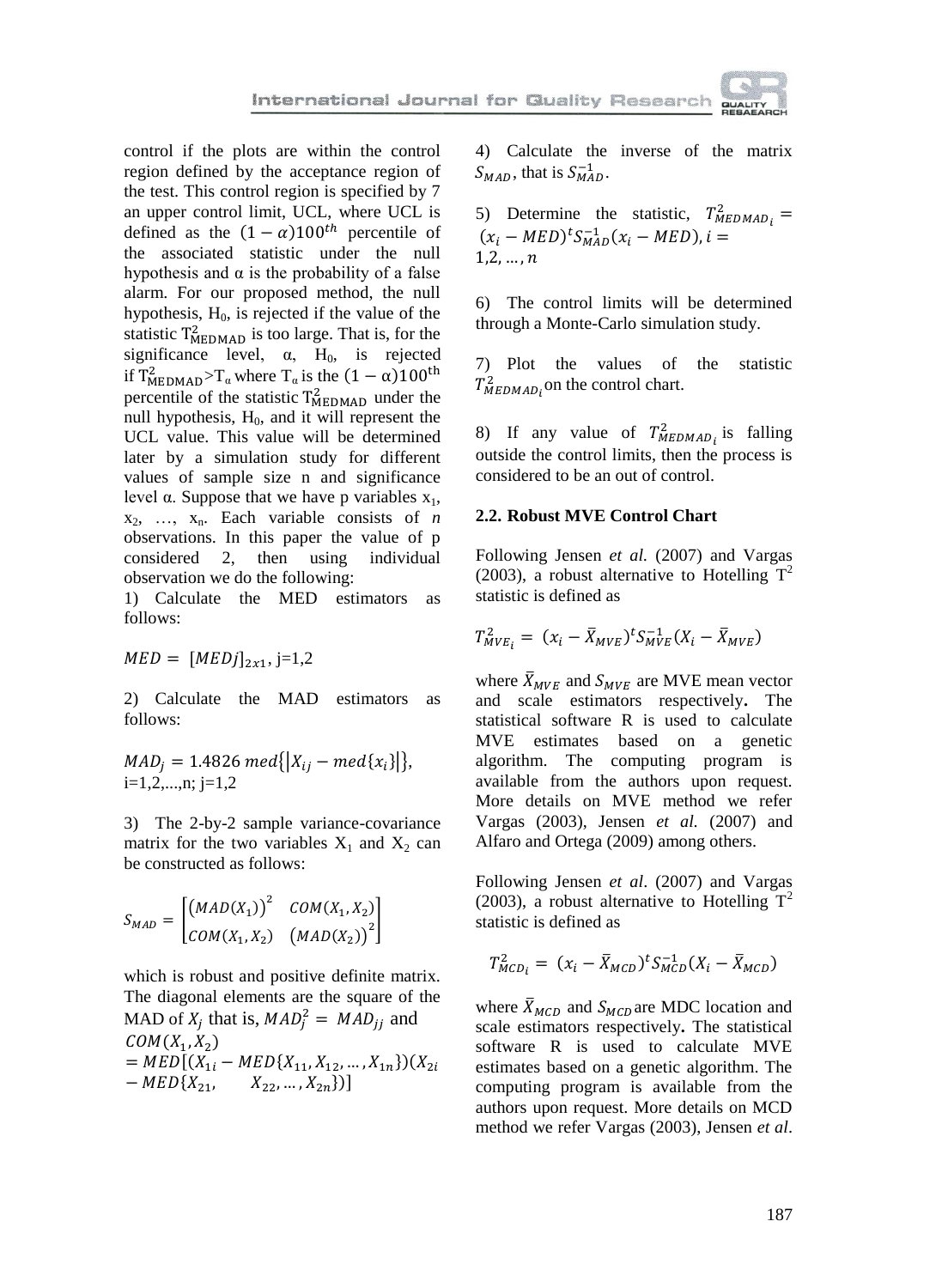control if the plots are within the control region defined by the acceptance region of the test. This control region is specified by 7 an upper control limit, UCL, where UCL is defined as the $(1-\alpha)100^{th}$ percentile of the associated statistic under the null hypothesis and α is the probability of a false alarm. For our proposed method, the null hypothesis, $H_0$, is rejected if the value of the statistic $T^2_{MEDMAD}$ is too large. That is, for the significance level, α, $H_0$, is rejected if $T^2_{MEDMAD} > T_\alpha$ where $T_\alpha$ is the $(1-\alpha)100^{th}$ percentile of the statistic $T^2_{MEDMAD}$ under the null hypothesis, $H_0$, and it will represent the UCL value. This value will be determined later by a simulation study for different values of sample size n and significance level α. Suppose that we have p variables $x_1$, $x_2$, …, $x_n$. Each variable consists of *n* observations. In this paper the value of p considered 2, then using individual observation we do the following:

1) Calculate the MED estimators as follows:

$$MED = [MEDj]_{2x1}, \text{ j=1,2}$$

2) Calculate the MAD estimators as follows:

$$MAD_j = 1.4826\, med\{|X_{ij} - med\{x_i\}|\},$$
i=1,2,...,n; j=1,2

3) The 2-by-2 sample variance-covariance matrix for the two variables $X_1$ and $X_2$ can be constructed as follows:

$$S_{MAD} = \begin{bmatrix} (MAD(X_1))^2 & COM(X_1, X_2) \\ COM(X_1, X_2) & (MAD(X_2))^2 \end{bmatrix}$$

which is robust and positive definite matrix. The diagonal elements are the square of the MAD of $X_j$ that is, $MAD_j^2 = MAD_{jj}$ and

$$COM(X_1, X_2) = MED[(X_{1i} - MED\{X_{11}, X_{12}, \dots, X_{1n}\})(X_{2i} - MED\{X_{21}, \quad X_{22}, \dots, X_{2n}\})]$$

4) Calculate the inverse of the matrix $S_{MAD}$, that is $S^{-1}_{MAD}$.

5) Determine the statistic, $T^2_{MEDMAD_i} = (x_i - MED)^t S^{-1}_{MAD} (x_i - MED), i = 1,2, \dots, n$

6) The control limits will be determined through a Monte-Carlo simulation study.

7) Plot the values of the statistic $T^2_{MEDMAD_i}$ on the control chart.

8) If any value of $T^2_{MEDMAD_i}$ is falling outside the control limits, then the process is considered to be an out of control.

### 2.2. Robust MVE Control Chart

Following Jensen *et al.* (2007) and Vargas (2003), a robust alternative to Hotelling $T^2$ statistic is defined as

$$T^2_{MVE_i} = (x_i - \bar{X}_{MVE})^t S^{-1}_{MVE} (X_i - \bar{X}_{MVE})$$

where $\bar{X}_{MVE}$ and $S_{MVE}$ are MVE mean vector and scale estimators respectively**.** The statistical software R is used to calculate MVE estimates based on a genetic algorithm. The computing program is available from the authors upon request. More details on MVE method we refer Vargas (2003), Jensen *et al.* (2007) and Alfaro and Ortega (2009) among others.

Following Jensen *et al*. (2007) and Vargas (2003), a robust alternative to Hotelling $T^2$ statistic is defined as

$$T^2_{MCD_i} = (x_i - \bar{X}_{MCD})^t S^{-1}_{MCD} (X_i - \bar{X}_{MCD})$$

where $\bar{X}_{MCD}$ and $S_{MCD}$ are MDC location and scale estimators respectively**.** The statistical software R is used to calculate MVE estimates based on a genetic algorithm. The computing program is available from the authors upon request. More details on MCD method we refer Vargas (2003), Jensen *et al*.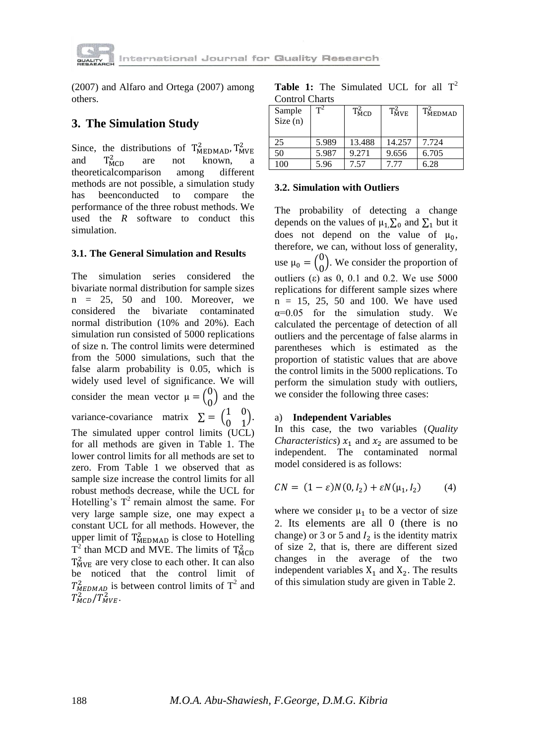(2007) and Alfaro and Ortega (2007) among others.

## 3. The Simulation Study

Since, the distributions of $T^2_{MEDMAD}$, $T^2_{MVE}$ and $T^2_{MCD}$ are not known, a theoreticalcomparison among different methods are not possible, a simulation study has beenconducted to compare the performance of the three robust methods. We used the *R* software to conduct this simulation.

### 3.1. The General Simulation and Results

The simulation series considered the bivariate normal distribution for sample sizes n = 25, 50 and 100. Moreover, we considered the bivariate contaminated normal distribution (10% and 20%). Each simulation run consisted of 5000 replications of size n. The control limits were determined from the 5000 simulations, such that the false alarm probability is 0.05, which is widely used level of significance. We will consider the mean vector $\mu = \begin{pmatrix} 0 \\ 0 \end{pmatrix}$ and the variance-covariance matrix $\Sigma = \begin{pmatrix} 1 & 0 \\ 0 & 1 \end{pmatrix}$. The simulated upper control limits (UCL) for all methods are given in Table 1. The lower control limits for all methods are set to zero. From Table 1 we observed that as sample size increase the control limits for all robust methods decrease, while the UCL for Hotelling's $T^2$ remain almost the same. For very large sample size, one may expect a constant UCL for all methods. However, the upper limit of $T^2_{MEDMAD}$ is close to Hotelling $T^2$ than MCD and MVE. The limits of $T^2_{MCD}$ $T^2_{MVE}$ are very close to each other. It can also be noticed that the control limit of $T^2_{MEDMAD}$ is between control limits of $T^2$ and $T^2_{MCD}/T^2_{MVE}$.

**Table 1:** The Simulated UCL for all $T^2$ Control Charts

| Sample Size (n) | $T^2$ | $T^2_{MCD}$ | $T^2_{MVE}$ | $T^2_{MEDMAD}$ |
|---|---|---|---|---|
| 25 | 5.989 | 13.488 | 14.257 | 7.724 |
| 50 | 5.987 | 9.271 | 9.656 | 6.705 |
| 100 | 5.96 | 7.57 | 7.77 | 6.28 |

### 3.2. Simulation with Outliers

The probability of detecting a change depends on the values of $\mu_1$, $\Sigma_0$ and $\Sigma_1$ but it does not depend on the value of $\mu_0$, therefore, we can, without loss of generality, use $\mu_0 = \begin{pmatrix} 0 \\ 0 \end{pmatrix}$. We consider the proportion of outliers ($\varepsilon$) as 0, 0.1 and 0.2. We use 5000 replications for different sample sizes where n = 15, 25, 50 and 100. We have used $\alpha$=0.05 for the simulation study. We calculated the percentage of detection of all outliers and the percentage of false alarms in parentheses which is estimated as the proportion of statistic values that are above the control limits in the 5000 replications. To perform the simulation study with outliers, we consider the following three cases:

a) **Independent Variables**

In this case, the two variables (*Quality Characteristics*) $x_1$ and $x_2$ are assumed to be independent. The contaminated normal model considered is as follows:

$$CN = (1-\varepsilon)N(0, I_2) + \varepsilon N(\mu_1, I_2) \qquad (4)$$

where we consider $\mu_1$ to be a vector of size 2. Its elements are all 0 (there is no change) or 3 or 5 and $I_2$ is the identity matrix of size 2, that is, there are different sized changes in the average of the two independent variables $X_1$ and $X_2$. The results of this simulation study are given in Table 2.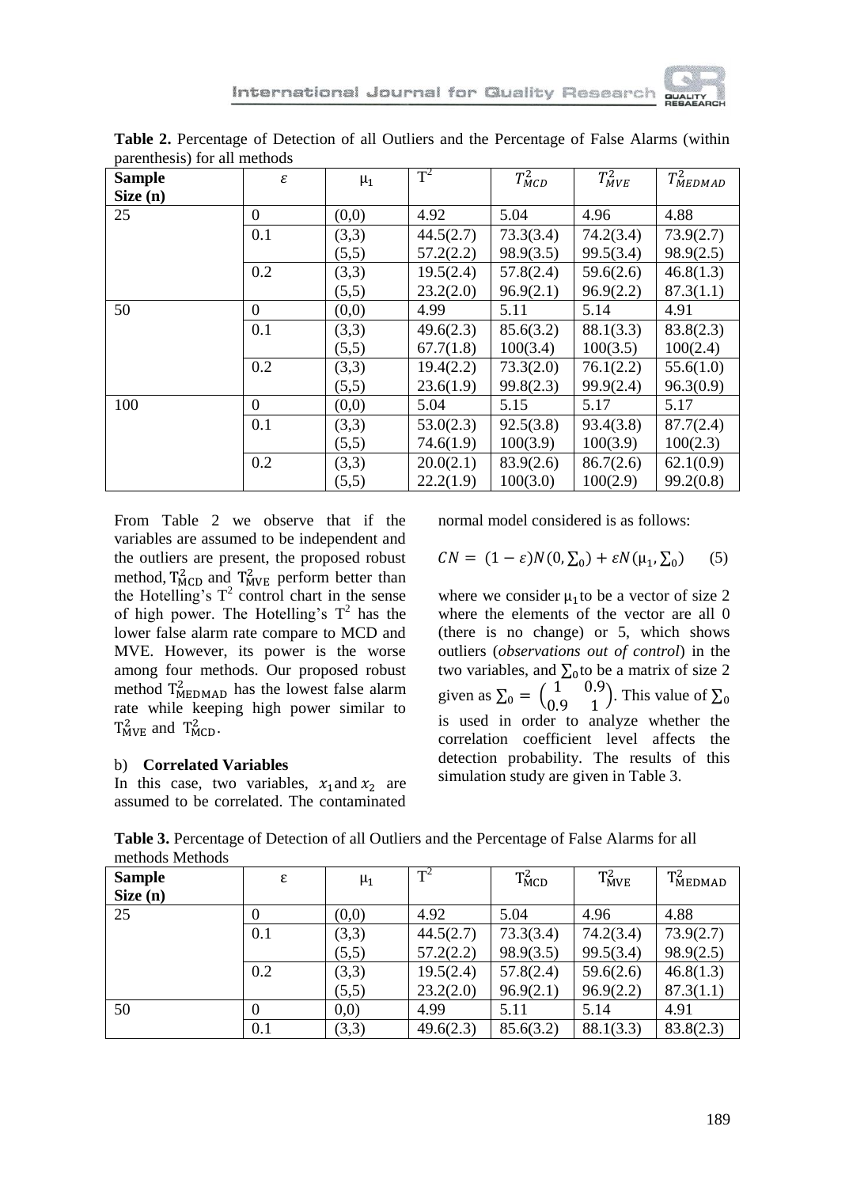**Table 2.** Percentage of Detection of all Outliers and the Percentage of False Alarms (within parenthesis) for all methods

| Sample Size (n) | $\varepsilon$ | $\mu_1$ | $T^2$ | $T^2_{MCD}$ | $T^2_{MVE}$ | $T^2_{MEDMAD}$ |
|---|---|---|---|---|---|---|
| 25 | 0 | (0,0) | 4.92 | 5.04 | 4.96 | 4.88 |
| | 0.1 | (3,3) | 44.5(2.7) | 73.3(3.4) | 74.2(3.4) | 73.9(2.7) |
| | | (5,5) | 57.2(2.2) | 98.9(3.5) | 99.5(3.4) | 98.9(2.5) |
| | 0.2 | (3,3) | 19.5(2.4) | 57.8(2.4) | 59.6(2.6) | 46.8(1.3) |
| | | (5,5) | 23.2(2.0) | 96.9(2.1) | 96.9(2.2) | 87.3(1.1) |
| 50 | 0 | (0,0) | 4.99 | 5.11 | 5.14 | 4.91 |
| | 0.1 | (3,3) | 49.6(2.3) | 85.6(3.2) | 88.1(3.3) | 83.8(2.3) |
| | | (5,5) | 67.7(1.8) | 100(3.4) | 100(3.5) | 100(2.4) |
| | 0.2 | (3,3) | 19.4(2.2) | 73.3(2.0) | 76.1(2.2) | 55.6(1.0) |
| | | (5,5) | 23.6(1.9) | 99.8(2.3) | 99.9(2.4) | 96.3(0.9) |
| 100 | 0 | (0,0) | 5.04 | 5.15 | 5.17 | 5.17 |
| | 0.1 | (3,3) | 53.0(2.3) | 92.5(3.8) | 93.4(3.8) | 87.7(2.4) |
| | | (5,5) | 74.6(1.9) | 100(3.9) | 100(3.9) | 100(2.3) |
| | 0.2 | (3,3) | 20.0(2.1) | 83.9(2.6) | 86.7(2.6) | 62.1(0.9) |
| | | (5,5) | 22.2(1.9) | 100(3.0) | 100(2.9) | 99.2(0.8) |

From Table 2 we observe that if the variables are assumed to be independent and the outliers are present, the proposed robust method, $T^2_{MCD}$ and $T^2_{MVE}$ perform better than the Hotelling's $T^2$ control chart in the sense of high power. The Hotelling's $T^2$ has the lower false alarm rate compare to MCD and MVE. However, its power is the worse among four methods. Our proposed robust method $T^2_{MEDMAD}$ has the lowest false alarm rate while keeping high power similar to $T^2_{MVE}$ and $T^2_{MCD}$.

b) **Correlated Variables**

In this case, two variables, $x_1$ and $x_2$ are assumed to be correlated. The contaminated normal model considered is as follows:

$$CN = (1-\varepsilon)N(0, \textstyle\sum_0) + \varepsilon N(\mu_1, \textstyle\sum_0) \quad (5)$$

where we consider $\mu_1$ to be a vector of size 2 where the elements of the vector are all 0 (there is no change) or 5, which shows outliers (*observations out of control*) in the two variables, and $\sum_0$ to be a matrix of size 2 given as $\sum_0 = \begin{pmatrix} 1 & 0.9 \\ 0.9 & 1 \end{pmatrix}$. This value of $\sum_0$ is used in order to analyze whether the correlation coefficient level affects the detection probability. The results of this simulation study are given in Table 3.

**Table 3.** Percentage of Detection of all Outliers and the Percentage of False Alarms for all methods Methods

| Sample Size (n) | ε | $\mu_1$ | $T^2$ | $T^2_{MCD}$ | $T^2_{MVE}$ | $T^2_{MEDMAD}$ |
|---|---|---|---|---|---|---|
| 25 | 0 | (0,0) | 4.92 | 5.04 | 4.96 | 4.88 |
| | 0.1 | (3,3) | 44.5(2.7) | 73.3(3.4) | 74.2(3.4) | 73.9(2.7) |
| | | (5,5) | 57.2(2.2) | 98.9(3.5) | 99.5(3.4) | 98.9(2.5) |
| | 0.2 | (3,3) | 19.5(2.4) | 57.8(2.4) | 59.6(2.6) | 46.8(1.3) |
| | | (5,5) | 23.2(2.0) | 96.9(2.1) | 96.9(2.2) | 87.3(1.1) |
| 50 | 0 | 0,0) | 4.99 | 5.11 | 5.14 | 4.91 |
| | 0.1 | (3,3) | 49.6(2.3) | 85.6(3.2) | 88.1(3.3) | 83.8(2.3) |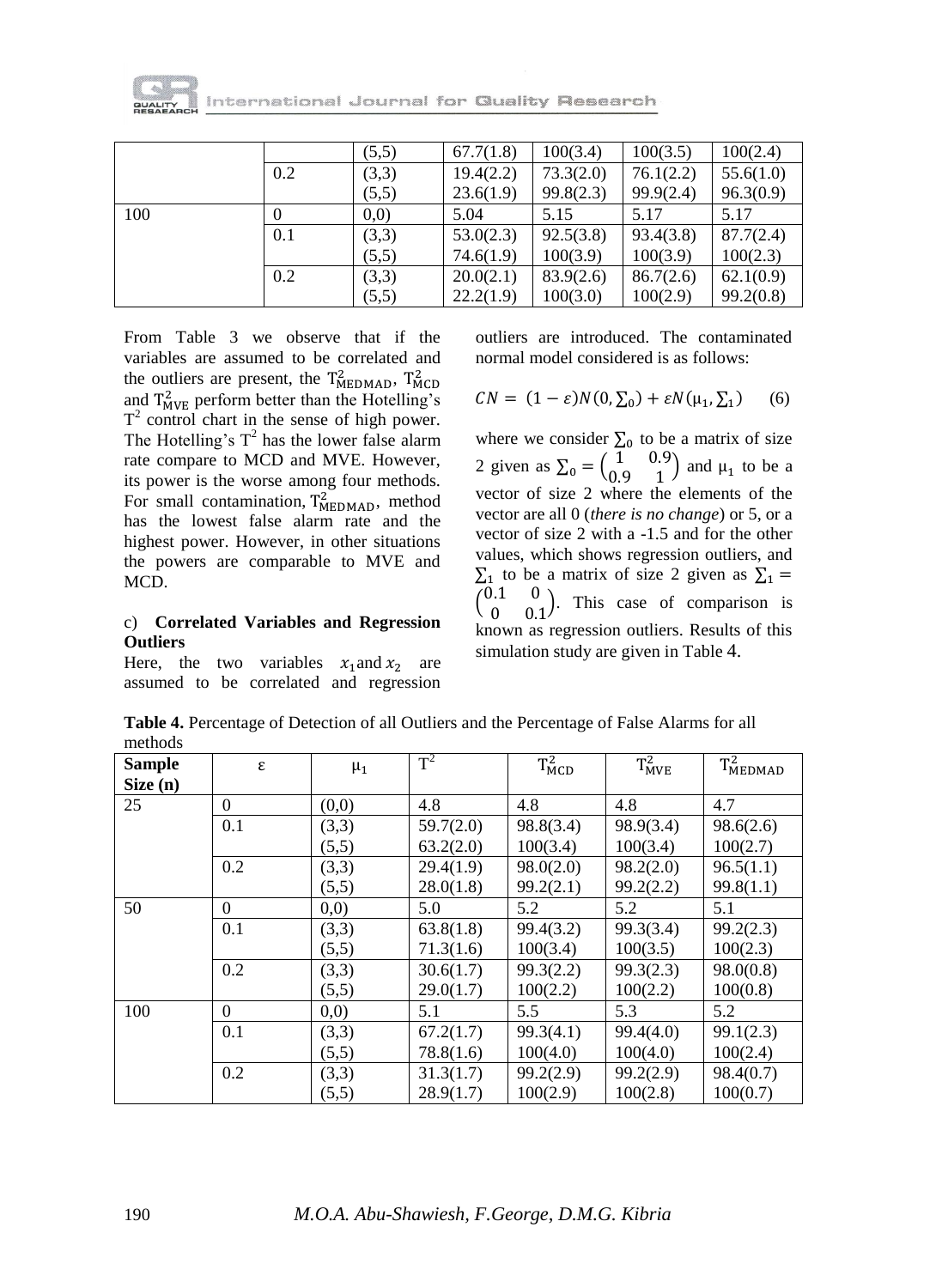|  |  | (5,5) | 67.7(1.8) | 100(3.4) | 100(3.5) | 100(2.4) |
|---|---|---|---|---|---|---|
|  | 0.2 | (3,3) | 19.4(2.2) | 73.3(2.0) | 76.1(2.2) | 55.6(1.0) |
|  |  | (5,5) | 23.6(1.9) | 99.8(2.3) | 99.9(2.4) | 96.3(0.9) |
| 100 | 0 | 0,0) | 5.04 | 5.15 | 5.17 | 5.17 |
|  | 0.1 | (3,3) | 53.0(2.3) | 92.5(3.8) | 93.4(3.8) | 87.7(2.4) |
|  |  | (5,5) | 74.6(1.9) | 100(3.9) | 100(3.9) | 100(2.3) |
|  | 0.2 | (3,3) | 20.0(2.1) | 83.9(2.6) | 86.7(2.6) | 62.1(0.9) |
|  |  | (5,5) | 22.2(1.9) | 100(3.0) | 100(2.9) | 99.2(0.8) |

From Table 3 we observe that if the variables are assumed to be correlated and the outliers are present, the $T^2_{MEDMAD}$, $T^2_{MCD}$ and $T^2_{MVE}$ perform better than the Hotelling's $T^2$ control chart in the sense of high power. The Hotelling's $T^2$ has the lower false alarm rate compare to MCD and MVE. However, its power is the worse among four methods. For small contamination, $T^2_{MEDMAD}$, method has the lowest false alarm rate and the highest power. However, in other situations the powers are comparable to MVE and MCD.

c) **Correlated Variables and Regression Outliers**

Here, the two variables $x_1$ and $x_2$ are assumed to be correlated and regression outliers are introduced. The contaminated normal model considered is as follows:

$$CN = (1-\varepsilon)N(0,\textstyle\sum_0) + \varepsilon N(\mu_1,\textstyle\sum_1) \qquad (6)$$

where we consider $\sum_0$ to be a matrix of size 2 given as $\sum_0 = \begin{pmatrix} 1 & 0.9 \\ 0.9 & 1 \end{pmatrix}$ and $\mu_1$ to be a vector of size 2 where the elements of the vector are all 0 (*there is no change*) or 5, or a vector of size 2 with a -1.5 and for the other values, which shows regression outliers, and $\sum_1$ to be a matrix of size 2 given as $\sum_1 = \begin{pmatrix} 0.1 & 0 \\ 0 & 0.1 \end{pmatrix}$. This case of comparison is known as regression outliers. Results of this simulation study are given in Table 4.

**Table 4.** Percentage of Detection of all Outliers and the Percentage of False Alarms for all methods

| Sample Size (n) | ε | $\mu_1$ | $T^2$ | $T^2_{MCD}$ | $T^2_{MVE}$ | $T^2_{MEDMAD}$ |
|---|---|---|---|---|---|---|
| 25 | 0 | (0,0) | 4.8 | 4.8 | 4.8 | 4.7 |
|  | 0.1 | (3,3) | 59.7(2.0) | 98.8(3.4) | 98.9(3.4) | 98.6(2.6) |
|  |  | (5,5) | 63.2(2.0) | 100(3.4) | 100(3.4) | 100(2.7) |
|  | 0.2 | (3,3) | 29.4(1.9) | 98.0(2.0) | 98.2(2.0) | 96.5(1.1) |
|  |  | (5,5) | 28.0(1.8) | 99.2(2.1) | 99.2(2.2) | 99.8(1.1) |
| 50 | 0 | 0,0) | 5.0 | 5.2 | 5.2 | 5.1 |
|  | 0.1 | (3,3) | 63.8(1.8) | 99.4(3.2) | 99.3(3.4) | 99.2(2.3) |
|  |  | (5,5) | 71.3(1.6) | 100(3.4) | 100(3.5) | 100(2.3) |
|  | 0.2 | (3,3) | 30.6(1.7) | 99.3(2.2) | 99.3(2.3) | 98.0(0.8) |
|  |  | (5,5) | 29.0(1.7) | 100(2.2) | 100(2.2) | 100(0.8) |
| 100 | 0 | 0,0) | 5.1 | 5.5 | 5.3 | 5.2 |
|  | 0.1 | (3,3) | 67.2(1.7) | 99.3(4.1) | 99.4(4.0) | 99.1(2.3) |
|  |  | (5,5) | 78.8(1.6) | 100(4.0) | 100(4.0) | 100(2.4) |
|  | 0.2 | (3,3) | 31.3(1.7) | 99.2(2.9) | 99.2(2.9) | 98.4(0.7) |
|  |  | (5,5) | 28.9(1.7) | 100(2.9) | 100(2.8) | 100(0.7) |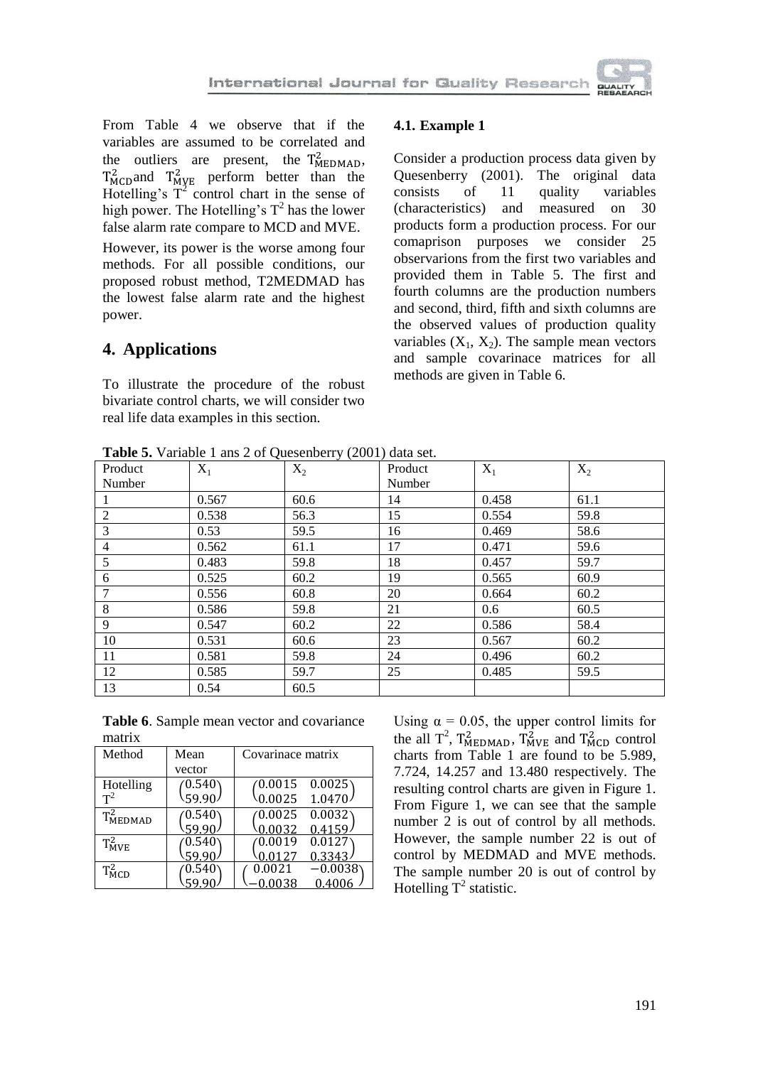From Table 4 we observe that if the variables are assumed to be correlated and the outliers are present, the $T^2_{MEDMAD}$, $T^2_{MCD}$ and $T^2_{MVE}$ perform better than the Hotelling's $T^2$ control chart in the sense of high power. The Hotelling's $T^2$ has the lower false alarm rate compare to MCD and MVE.

However, its power is the worse among four methods. For all possible conditions, our proposed robust method, T2MEDMAD has the lowest false alarm rate and the highest power.

## 4. Applications

To illustrate the procedure of the robust bivariate control charts, we will consider two real life data examples in this section.

### 4.1. Example 1

Consider a production process data given by Quesenberry (2001). The original data consists of 11 quality variables (characteristics) and measured on 30 products form a production process. For our comaprison purposes we consider 25 observarions from the first two variables and provided them in Table 5. The first and fourth columns are the production numbers and second, third, fifth and sixth columns are the observed values of production quality variables ($X_1$, $X_2$). The sample mean vectors and sample covarinace matrices for all methods are given in Table 6.

**Table 5.** Variable 1 ans 2 of Quesenberry (2001) data set.

| Product Number | $X_1$ | $X_2$ | Product Number | $X_1$ | $X_2$ |
|---|---|---|---|---|---|
| 1 | 0.567 | 60.6 | 14 | 0.458 | 61.1 |
| 2 | 0.538 | 56.3 | 15 | 0.554 | 59.8 |
| 3 | 0.53 | 59.5 | 16 | 0.469 | 58.6 |
| 4 | 0.562 | 61.1 | 17 | 0.471 | 59.6 |
| 5 | 0.483 | 59.8 | 18 | 0.457 | 59.7 |
| 6 | 0.525 | 60.2 | 19 | 0.565 | 60.9 |
| 7 | 0.556 | 60.8 | 20 | 0.664 | 60.2 |
| 8 | 0.586 | 59.8 | 21 | 0.6 | 60.5 |
| 9 | 0.547 | 60.2 | 22 | 0.586 | 58.4 |
| 10 | 0.531 | 60.6 | 23 | 0.567 | 60.2 |
| 11 | 0.581 | 59.8 | 24 | 0.496 | 60.2 |
| 12 | 0.585 | 59.7 | 25 | 0.485 | 59.5 |
| 13 | 0.54 | 60.5 | | | |

**Table 6**. Sample mean vector and covariance matrix

| Method | Mean vector | Covarinace matrix |
|---|---|---|
| Hotelling $T^2$ | $\begin{pmatrix} 0.540 \\ 59.90 \end{pmatrix}$ | $\begin{pmatrix} 0.0015 & 0.0025 \\ 0.0025 & 1.0470 \end{pmatrix}$ |
| $T^2_{MEDMAD}$ | $\begin{pmatrix} 0.540 \\ 59.90 \end{pmatrix}$ | $\begin{pmatrix} 0.0025 & 0.0032 \\ 0.0032 & 0.4159 \end{pmatrix}$ |
| $T^2_{MVE}$ | $\begin{pmatrix} 0.540 \\ 59.90 \end{pmatrix}$ | $\begin{pmatrix} 0.0019 & 0.0127 \\ 0.0127 & 0.3343 \end{pmatrix}$ |
| $T^2_{MCD}$ | $\begin{pmatrix} 0.540 \\ 59.90 \end{pmatrix}$ | $\begin{pmatrix} 0.0021 & -0.0038 \\ -0.0038 & 0.4006 \end{pmatrix}$ |

Using $\alpha = 0.05$, the upper control limits for the all $T^2$, $T^2_{MEDMAD}$, $T^2_{MVE}$ and $T^2_{MCD}$ control charts from Table 1 are found to be 5.989, 7.724, 14.257 and 13.480 respectively. The resulting control charts are given in Figure 1. From Figure 1, we can see that the sample number 2 is out of control by all methods. However, the sample number 22 is out of control by MEDMAD and MVE methods. The sample number 20 is out of control by Hotelling $T^2$ statistic.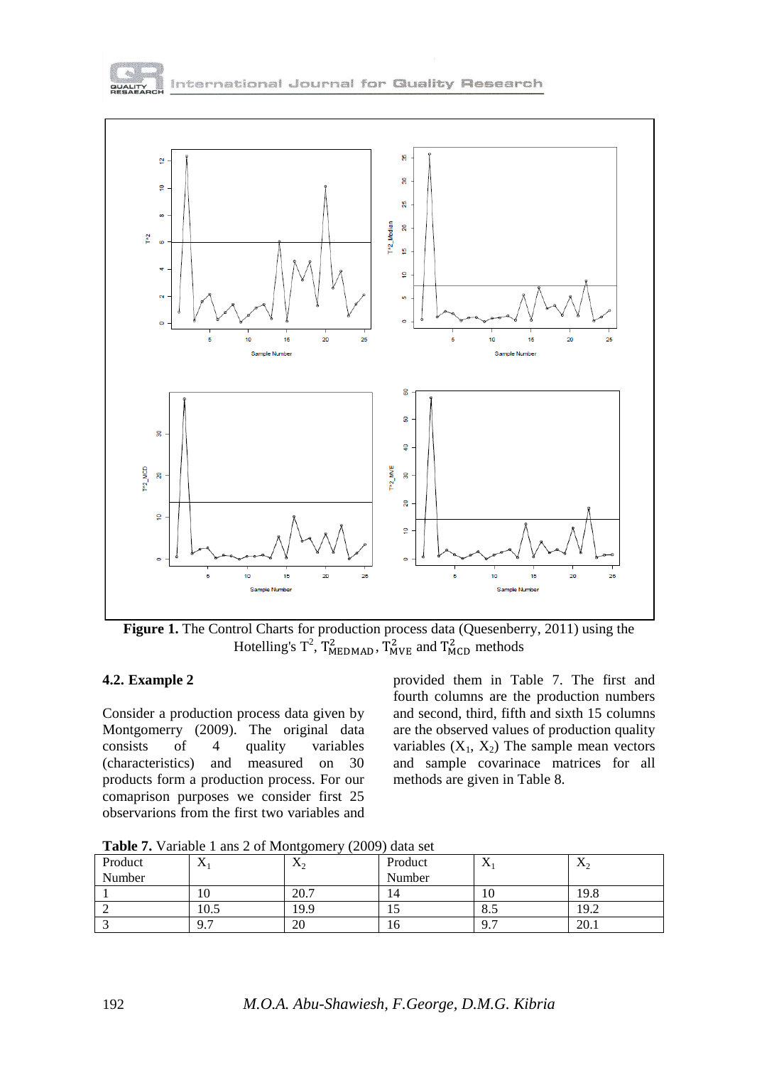**Figure 1.** The Control Charts for production process data (Quesenberry, 2011) using the Hotelling's $T^2$, $T^2_{\text{MEDMAD}}$, $T^2_{\text{MVE}}$ and $T^2_{\text{MCD}}$ methods

### 4.2. Example 2

Consider a production process data given by Montgomerry (2009). The original data consists of 4 quality variables (characteristics) and measured on 30 products form a production process. For our comaprison purposes we consider first 25 observarions from the first two variables and provided them in Table 7. The first and fourth columns are the production numbers and second, third, fifth and sixth 15 columns are the observed values of production quality variables ($X_1$, $X_2$) The sample mean vectors and sample covarinace matrices for all methods are given in Table 8.

**Table 7.** Variable 1 ans 2 of Montgomery (2009) data set

| Product Number | $X_1$ | $X_2$ | Product Number | $X_1$ | $X_2$ |
|---|---|---|---|---|---|
| 1 | 10 | 20.7 | 14 | 10 | 19.8 |
| 2 | 10.5 | 19.9 | 15 | 8.5 | 19.2 |
| 3 | 9.7 | 20 | 16 | 9.7 | 20.1 |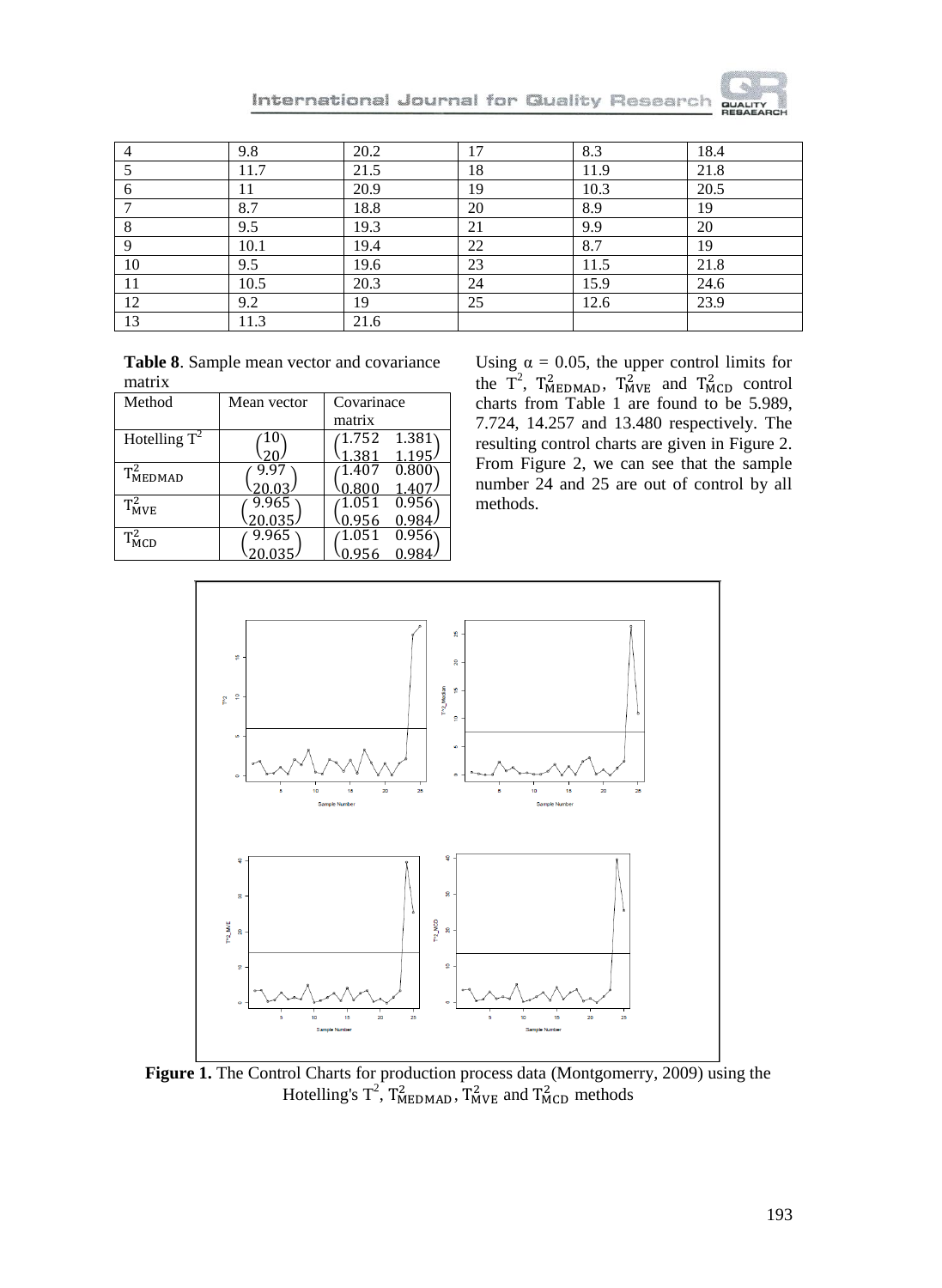| 4 | 9.8 | 20.2 | 17 | 8.3 | 18.4 |
|---|---|---|---|---|---|
| 5 | 11.7 | 21.5 | 18 | 11.9 | 21.8 |
| 6 | 11 | 20.9 | 19 | 10.3 | 20.5 |
| 7 | 8.7 | 18.8 | 20 | 8.9 | 19 |
| 8 | 9.5 | 19.3 | 21 | 9.9 | 20 |
| 9 | 10.1 | 19.4 | 22 | 8.7 | 19 |
| 10 | 9.5 | 19.6 | 23 | 11.5 | 21.8 |
| 11 | 10.5 | 20.3 | 24 | 15.9 | 24.6 |
| 12 | 9.2 | 19 | 25 | 12.6 | 23.9 |
| 13 | 11.3 | 21.6 | | | |

**Table 8**. Sample mean vector and covariance matrix

| Method | Mean vector | Covarinace matrix |
|---|---|---|
| Hotelling $T^2$ | $\begin{pmatrix} 10 \\ 20 \end{pmatrix}$ | $\begin{pmatrix} 1.752 & 1.381 \\ 1.381 & 1.195 \end{pmatrix}$ |
| $T^2_{MEDMAD}$ | $\begin{pmatrix} 9.97 \\ 20.03 \end{pmatrix}$ | $\begin{pmatrix} 1.407 & 0.800 \\ 0.800 & 1.407 \end{pmatrix}$ |
| $T^2_{MVE}$ | $\begin{pmatrix} 9.965 \\ 20.035 \end{pmatrix}$ | $\begin{pmatrix} 1.051 & 0.956 \\ 0.956 & 0.984 \end{pmatrix}$ |
| $T^2_{MCD}$ | $\begin{pmatrix} 9.965 \\ 20.035 \end{pmatrix}$ | $\begin{pmatrix} 1.051 & 0.956 \\ 0.956 & 0.984 \end{pmatrix}$ |

Using $\alpha = 0.05$, the upper control limits for the $T^2$, $T^2_{MEDMAD}$, $T^2_{MVE}$ and $T^2_{MCD}$ control charts from Table 1 are found to be 5.989, 7.724, 14.257 and 13.480 respectively. The resulting control charts are given in Figure 2. From Figure 2, we can see that the sample number 24 and 25 are out of control by all methods.

**Figure 1.** The Control Charts for production process data (Montgomerry, 2009) using the Hotelling's $T^2$, $T^2_{MEDMAD}$, $T^2_{MVE}$ and $T^2_{MCD}$ methods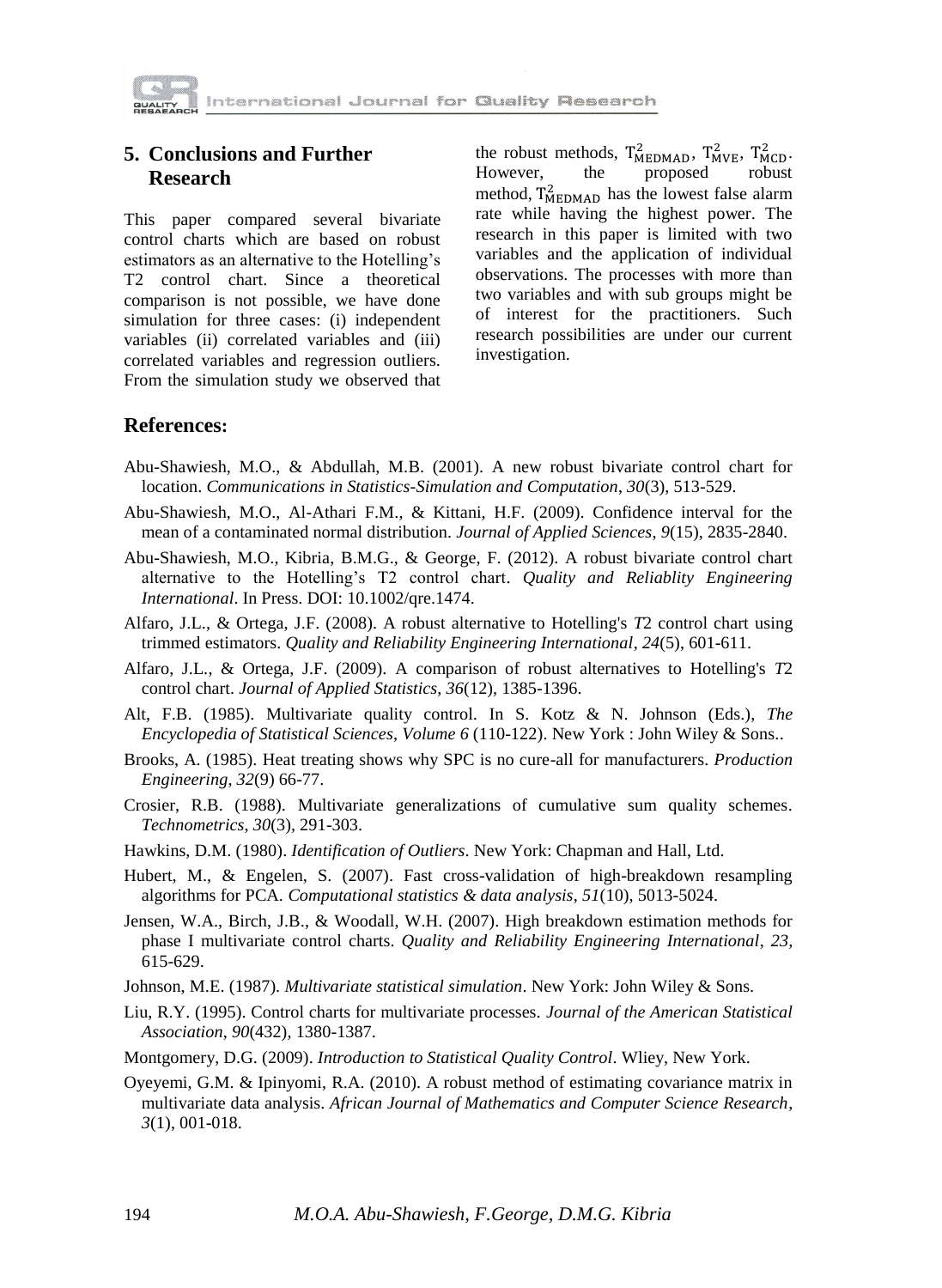## 5. Conclusions and Further Research

This paper compared several bivariate control charts which are based on robust estimators as an alternative to the Hotelling's T2 control chart. Since a theoretical comparison is not possible, we have done simulation for three cases: (i) independent variables (ii) correlated variables and (iii) correlated variables and regression outliers. From the simulation study we observed that the robust methods, $\mathrm{T}^2_{\mathrm{MEDMAD}}$, $\mathrm{T}^2_{\mathrm{MVE}}$, $\mathrm{T}^2_{\mathrm{MCD}}$. However, the proposed robust method, $\mathrm{T}^2_{\mathrm{MEDMAD}}$ has the lowest false alarm rate while having the highest power. The research in this paper is limited with two variables and the application of individual observations. The processes with more than two variables and with sub groups might be of interest for the practitioners. Such research possibilities are under our current investigation.

## References:

Abu-Shawiesh, M.O., & Abdullah, M.B. (2001). A new robust bivariate control chart for location. *Communications in Statistics-Simulation and Computation*, *30*(3), 513-529.

Abu-Shawiesh, M.O., Al-Athari F.M., & Kittani, H.F. (2009). Confidence interval for the mean of a contaminated normal distribution. *Journal of Applied Sciences*, *9*(15), 2835-2840.

Abu-Shawiesh, M.O., Kibria, B.M.G., & George, F. (2012). A robust bivariate control chart alternative to the Hotelling's T2 control chart. *Quality and Reliablity Engineering International*. In Press. DOI: 10.1002/qre.1474.

Alfaro, J.L., & Ortega, J.F. (2008). A robust alternative to Hotelling's *T*2 control chart using trimmed estimators. *Quality and Reliability Engineering International*, *24*(5), 601-611.

Alfaro, J.L., & Ortega, J.F. (2009). A comparison of robust alternatives to Hotelling's *T*2 control chart. *Journal of Applied Statistics*, *36*(12), 1385-1396.

Alt, F.B. (1985). Multivariate quality control. In S. Kotz & N. Johnson (Eds.), *The Encyclopedia of Statistical Sciences*, *Volume 6* (110-122). New York : John Wiley & Sons..

Brooks, A. (1985). Heat treating shows why SPC is no cure-all for manufacturers. *Production Engineering*, *32*(9) 66-77.

Crosier, R.B. (1988). Multivariate generalizations of cumulative sum quality schemes. *Technometrics*, *30*(3), 291-303.

Hawkins, D.M. (1980). *Identification of Outliers*. New York: Chapman and Hall, Ltd.

Hubert, M., & Engelen, S. (2007). Fast cross-validation of high-breakdown resampling algorithms for PCA. *Computational statistics & data analysis*, *51*(10), 5013-5024.

Jensen, W.A., Birch, J.B., & Woodall, W.H. (2007). High breakdown estimation methods for phase I multivariate control charts. *Quality and Reliability Engineering International*, *23*, 615-629.

Johnson, M.E. (1987). *Multivariate statistical simulation*. New York: John Wiley & Sons.

Liu, R.Y. (1995). Control charts for multivariate processes. *Journal of the American Statistical Association*, *90*(432), 1380-1387.

Montgomery, D.G. (2009). *Introduction to Statistical Quality Control*. Wliey, New York.

Oyeyemi, G.M. & Ipinyomi, R.A. (2010). A robust method of estimating covariance matrix in multivariate data analysis. *African Journal of Mathematics and Computer Science Research*, *3*(1), 001-018.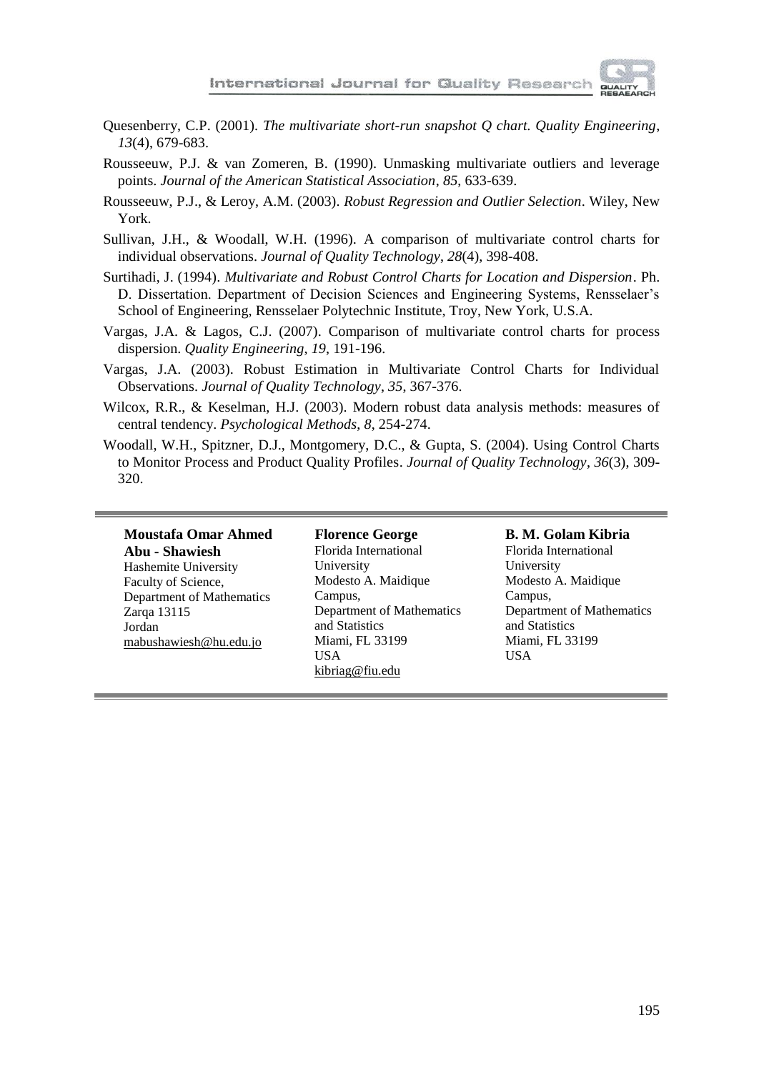Quesenberry, C.P. (2001). *The multivariate short-run snapshot Q chart. Quality Engineering*, *13*(4), 679-683.

Rousseeuw, P.J. & van Zomeren, B. (1990). Unmasking multivariate outliers and leverage points. *Journal of the American Statistical Association*, *85*, 633-639.

Rousseeuw, P.J., & Leroy, A.M. (2003). *Robust Regression and Outlier Selection*. Wiley, New York.

Sullivan, J.H., & Woodall, W.H. (1996). A comparison of multivariate control charts for individual observations. *Journal of Quality Technology*, *28*(4), 398-408.

Surtihadi, J. (1994). *Multivariate and Robust Control Charts for Location and Dispersion*. Ph. D. Dissertation. Department of Decision Sciences and Engineering Systems, Rensselaer's School of Engineering, Rensselaer Polytechnic Institute, Troy, New York, U.S.A.

Vargas, J.A. & Lagos, C.J. (2007). Comparison of multivariate control charts for process dispersion. *Quality Engineering*, *19*, 191-196.

Vargas, J.A. (2003). Robust Estimation in Multivariate Control Charts for Individual Observations. *Journal of Quality Technology*, *35*, 367-376.

Wilcox, R.R., & Keselman, H.J. (2003). Modern robust data analysis methods: measures of central tendency. *Psychological Methods*, *8*, 254-274.

Woodall, W.H., Spitzner, D.J., Montgomery, D.C., & Gupta, S. (2004). Using Control Charts to Monitor Process and Product Quality Profiles. *Journal of Quality Technology*, *36*(3), 309-320.

---

**Moustafa Omar Ahmed Abu - Shawiesh**
Hashemite University
Faculty of Science,
Department of Mathematics
Zarqa 13115
Jordan
mabushawiesh@hu.edu.jo

**Florence George**
Florida International University
Modesto A. Maidique Campus,
Department of Mathematics and Statistics
Miami, FL 33199
USA
kibriag@fiu.edu

**B. M. Golam Kibria**
Florida International University
Modesto A. Maidique Campus,
Department of Mathematics and Statistics
Miami, FL 33199
USA